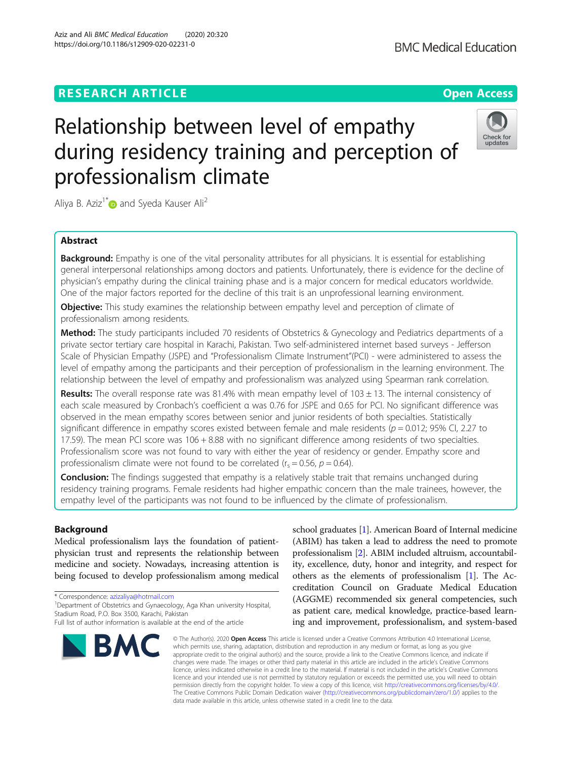RESEARCH ARTICLE

Open Access

# Relationship between level of empathy during residency training and perception of professionalism climate

Aliya B. Aziz[1*] and Syeda Kauser Ali[2]

## Abstract

**Background:** Empathy is one of the vital personality attributes for all physicians. It is essential for establishing general interpersonal relationships among doctors and patients. Unfortunately, there is evidence for the decline of physician's empathy during the clinical training phase and is a major concern for medical educators worldwide. One of the major factors reported for the decline of this trait is an unprofessional learning environment.

**Objective:** This study examines the relationship between empathy level and perception of climate of professionalism among residents.

**Method:** The study participants included 70 residents of Obstetrics & Gynecology and Pediatrics departments of a private sector tertiary care hospital in Karachi, Pakistan. Two self-administered internet based surveys - Jefferson Scale of Physician Empathy (JSPE) and "Professionalism Climate Instrument"(PCI) - were administered to assess the level of empathy among the participants and their perception of professionalism in the learning environment. The relationship between the level of empathy and professionalism was analyzed using Spearman rank correlation.

**Results:** The overall response rate was 81.4% with mean empathy level of 103 ± 13. The internal consistency of each scale measured by Cronbach's coefficient α was 0.76 for JSPE and 0.65 for PCI. No significant difference was observed in the mean empathy scores between senior and junior residents of both specialties. Statistically significant difference in empathy scores existed between female and male residents ($p = 0.012$; 95% CI, 2.27 to 17.59). The mean PCI score was 106 + 8.88 with no significant difference among residents of two specialties. Professionalism score was not found to vary with either the year of residency or gender. Empathy score and professionalism climate were not found to be correlated ($r_s = 0.56$, $p = 0.64$).

**Conclusion:** The findings suggested that empathy is a relatively stable trait that remains unchanged during residency training programs. Female residents had higher empathic concern than the male trainees, however, the empathy level of the participants was not found to be influenced by the climate of professionalism.

## Background

Medical professionalism lays the foundation of patient-physician trust and represents the relationship between medicine and society. Nowadays, increasing attention is being focused to develop professionalism among medical school graduates [1]. American Board of Internal medicine (ABIM) has taken a lead to address the need to promote professionalism [2]. ABIM included altruism, accountability, excellence, duty, honor and integrity, and respect for others as the elements of professionalism [1]. The Accreditation Council on Graduate Medical Education (AGGME) recommended six general competencies, such as patient care, medical knowledge, practice-based learning and improvement, professionalism, and system-based

* Correspondence: azizaliya@hotmail.com
[1]Department of Obstetrics and Gynaecology, Aga Khan university Hospital, Stadium Road, P.O. Box 3500, Karachi, Pakistan
Full list of author information is available at the end of the article

© The Author(s). 2020 **Open Access** This article is licensed under a Creative Commons Attribution 4.0 International License, which permits use, sharing, adaptation, distribution and reproduction in any medium or format, as long as you give appropriate credit to the original author(s) and the source, provide a link to the Creative Commons licence, and indicate if changes were made. The images or other third party material in this article are included in the article's Creative Commons licence, unless indicated otherwise in a credit line to the material. If material is not included in the article's Creative Commons licence and your intended use is not permitted by statutory regulation or exceeds the permitted use, you will need to obtain permission directly from the copyright holder. To view a copy of this licence, visit http://creativecommons.org/licenses/by/4.0/. The Creative Commons Public Domain Dedication waiver (http://creativecommons.org/publicdomain/zero/1.0/) applies to the data made available in this article, unless otherwise stated in a credit line to the data.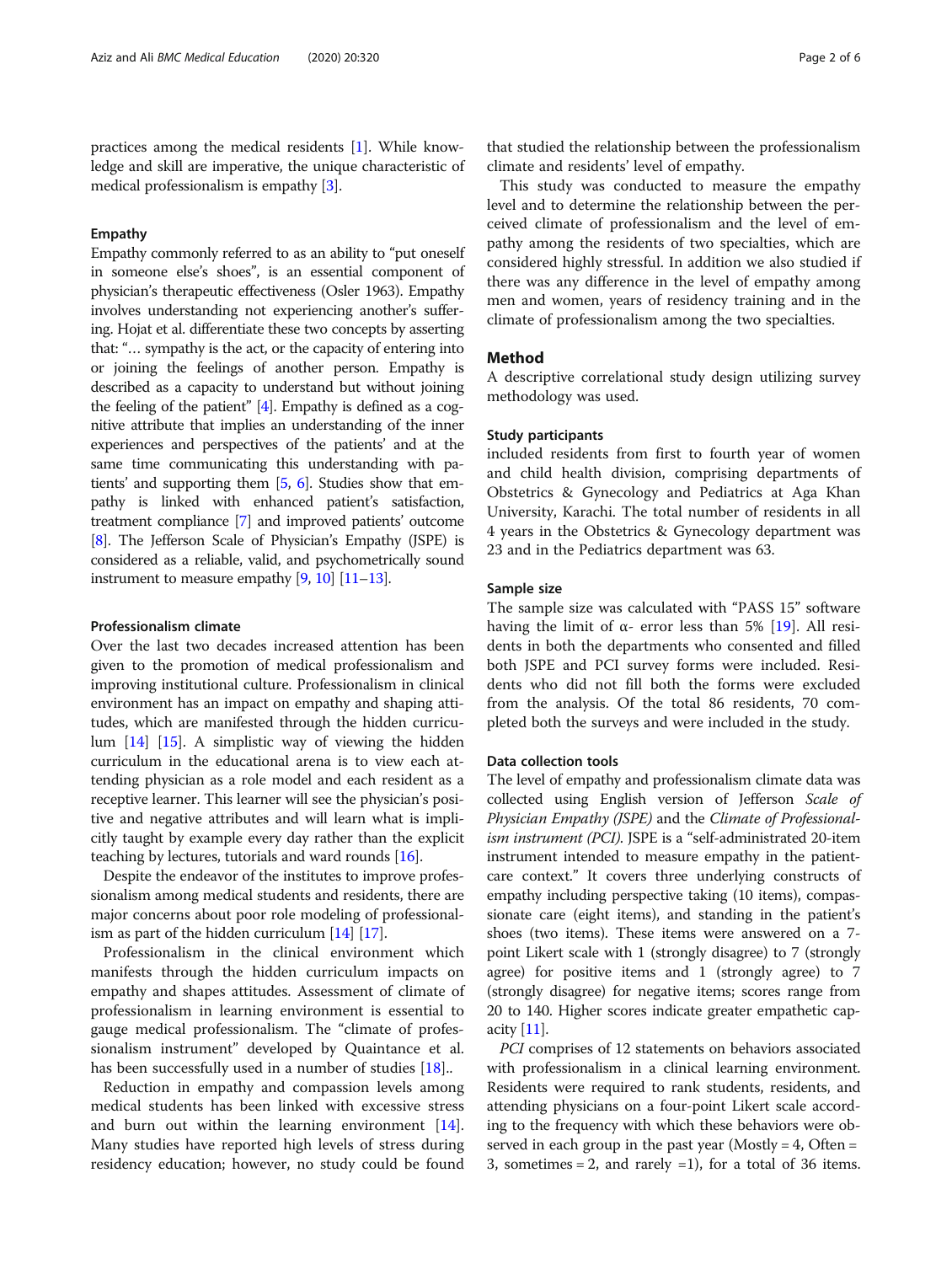practices among the medical residents [1]. While knowledge and skill are imperative, the unique characteristic of medical professionalism is empathy [3].

### Empathy

Empathy commonly referred to as an ability to "put oneself in someone else's shoes", is an essential component of physician's therapeutic effectiveness (Osler 1963). Empathy involves understanding not experiencing another's suffering. Hojat et al. differentiate these two concepts by asserting that: "… sympathy is the act, or the capacity of entering into or joining the feelings of another person. Empathy is described as a capacity to understand but without joining the feeling of the patient" [4]. Empathy is defined as a cognitive attribute that implies an understanding of the inner experiences and perspectives of the patients' and at the same time communicating this understanding with patients' and supporting them [5, 6]. Studies show that empathy is linked with enhanced patient's satisfaction, treatment compliance [7] and improved patients' outcome [8]. The Jefferson Scale of Physician's Empathy (JSPE) is considered as a reliable, valid, and psychometrically sound instrument to measure empathy [9, 10] [11–13].

### Professionalism climate

Over the last two decades increased attention has been given to the promotion of medical professionalism and improving institutional culture. Professionalism in clinical environment has an impact on empathy and shaping attitudes, which are manifested through the hidden curriculum [14] [15]. A simplistic way of viewing the hidden curriculum in the educational arena is to view each attending physician as a role model and each resident as a receptive learner. This learner will see the physician's positive and negative attributes and will learn what is implicitly taught by example every day rather than the explicit teaching by lectures, tutorials and ward rounds [16].

Despite the endeavor of the institutes to improve professionalism among medical students and residents, there are major concerns about poor role modeling of professionalism as part of the hidden curriculum [14] [17].

Professionalism in the clinical environment which manifests through the hidden curriculum impacts on empathy and shapes attitudes. Assessment of climate of professionalism in learning environment is essential to gauge medical professionalism. The "climate of professionalism instrument" developed by Quaintance et al. has been successfully used in a number of studies [18]..

Reduction in empathy and compassion levels among medical students has been linked with excessive stress and burn out within the learning environment [14]. Many studies have reported high levels of stress during residency education; however, no study could be found that studied the relationship between the professionalism climate and residents' level of empathy.

This study was conducted to measure the empathy level and to determine the relationship between the perceived climate of professionalism and the level of empathy among the residents of two specialties, which are considered highly stressful. In addition we also studied if there was any difference in the level of empathy among men and women, years of residency training and in the climate of professionalism among the two specialties.

## Method

A descriptive correlational study design utilizing survey methodology was used.

### Study participants

included residents from first to fourth year of women and child health division, comprising departments of Obstetrics & Gynecology and Pediatrics at Aga Khan University, Karachi. The total number of residents in all 4 years in the Obstetrics & Gynecology department was 23 and in the Pediatrics department was 63.

### Sample size

The sample size was calculated with "PASS 15" software having the limit of α- error less than 5% [19]. All residents in both the departments who consented and filled both JSPE and PCI survey forms were included. Residents who did not fill both the forms were excluded from the analysis. Of the total 86 residents, 70 completed both the surveys and were included in the study.

### Data collection tools

The level of empathy and professionalism climate data was collected using English version of Jefferson *Scale of Physician Empathy (JSPE)* and the *Climate of Professionalism instrument (PCI).* JSPE is a "self-administrated 20-item instrument intended to measure empathy in the patient-care context." It covers three underlying constructs of empathy including perspective taking (10 items), compassionate care (eight items), and standing in the patient's shoes (two items). These items were answered on a 7-point Likert scale with 1 (strongly disagree) to 7 (strongly agree) for positive items and 1 (strongly agree) to 7 (strongly disagree) for negative items; scores range from 20 to 140. Higher scores indicate greater empathetic capacity [11].

*PCI* comprises of 12 statements on behaviors associated with professionalism in a clinical learning environment. Residents were required to rank students, residents, and attending physicians on a four-point Likert scale according to the frequency with which these behaviors were observed in each group in the past year (Mostly = 4, Often = 3, sometimes = 2, and rarely =1), for a total of 36 items.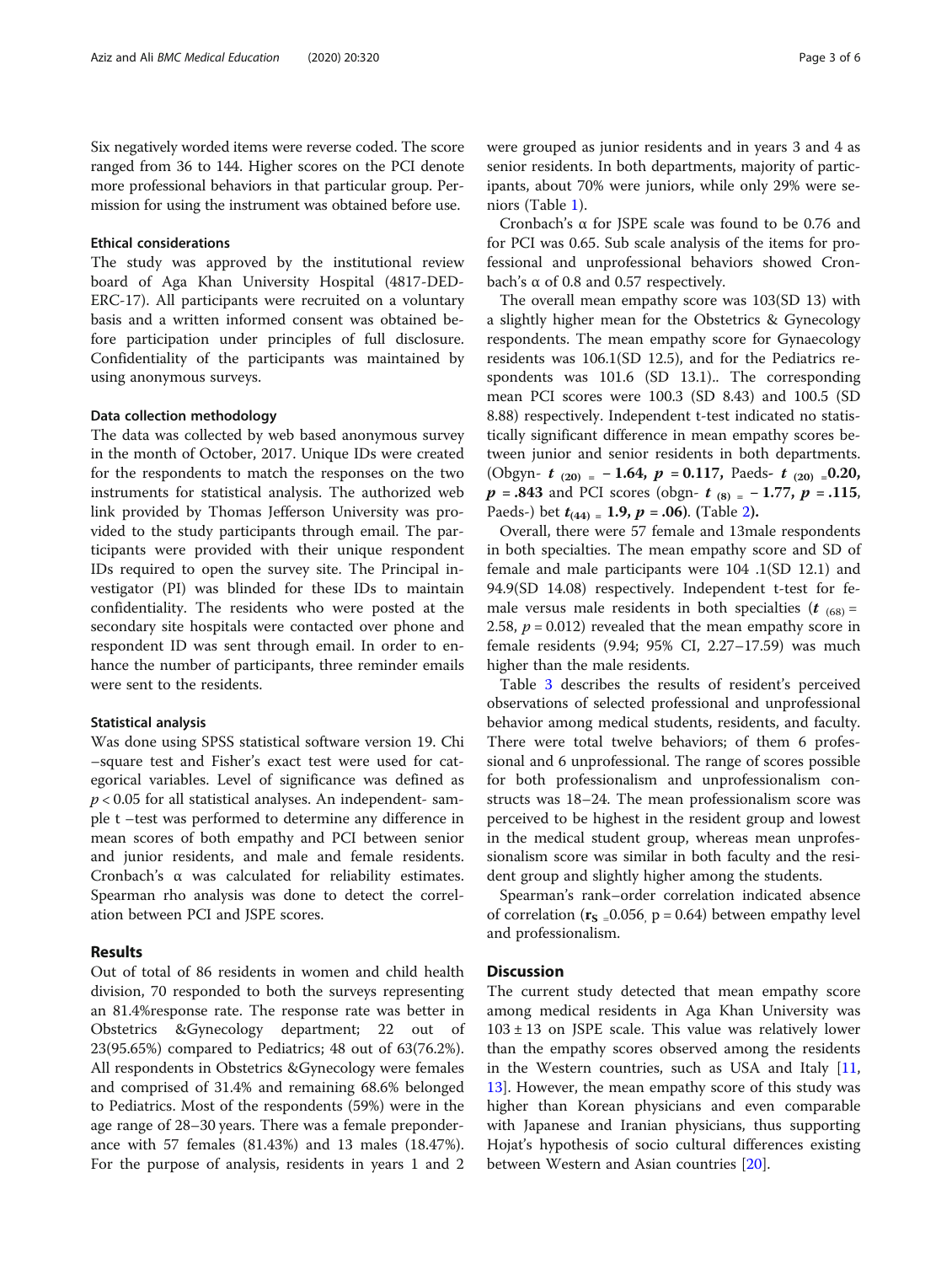Six negatively worded items were reverse coded. The score ranged from 36 to 144. Higher scores on the PCI denote more professional behaviors in that particular group. Permission for using the instrument was obtained before use.

### Ethical considerations

The study was approved by the institutional review board of Aga Khan University Hospital (4817-DED-ERC-17). All participants were recruited on a voluntary basis and a written informed consent was obtained before participation under principles of full disclosure. Confidentiality of the participants was maintained by using anonymous surveys.

### Data collection methodology

The data was collected by web based anonymous survey in the month of October, 2017. Unique IDs were created for the respondents to match the responses on the two instruments for statistical analysis. The authorized web link provided by Thomas Jefferson University was provided to the study participants through email. The participants were provided with their unique respondent IDs required to open the survey site. The Principal investigator (PI) was blinded for these IDs to maintain confidentiality. The residents who were posted at the secondary site hospitals were contacted over phone and respondent ID was sent through email. In order to enhance the number of participants, three reminder emails were sent to the residents.

### Statistical analysis

Was done using SPSS statistical software version 19. Chi –square test and Fisher's exact test were used for categorical variables. Level of significance was defined as $p < 0.05$ for all statistical analyses. An independent- sample t –test was performed to determine any difference in mean scores of both empathy and PCI between senior and junior residents, and male and female residents. Cronbach's α was calculated for reliability estimates. Spearman rho analysis was done to detect the correlation between PCI and JSPE scores.

## Results

Out of total of 86 residents in women and child health division, 70 responded to both the surveys representing an 81.4%response rate. The response rate was better in Obstetrics &Gynecology department; 22 out of 23(95.65%) compared to Pediatrics; 48 out of 63(76.2%). All respondents in Obstetrics &Gynecology were females and comprised of 31.4% and remaining 68.6% belonged to Pediatrics. Most of the respondents (59%) were in the age range of 28–30 years. There was a female preponderance with 57 females (81.43%) and 13 males (18.47%). For the purpose of analysis, residents in years 1 and 2 were grouped as junior residents and in years 3 and 4 as senior residents. In both departments, majority of participants, about 70% were juniors, while only 29% were seniors (Table 1).

Cronbach's α for JSPE scale was found to be 0.76 and for PCI was 0.65. Sub scale analysis of the items for professional and unprofessional behaviors showed Cronbach's α of 0.8 and 0.57 respectively.

The overall mean empathy score was 103(SD 13) with a slightly higher mean for the Obstetrics & Gynecology respondents. The mean empathy score for Gynaecology residents was 106.1(SD 12.5), and for the Pediatrics respondents was 101.6 (SD 13.1).. The corresponding mean PCI scores were 100.3 (SD 8.43) and 100.5 (SD 8.88) respectively. Independent t-test indicated no statistically significant difference in mean empathy scores between junior and senior residents in both departments. (Obgyn- $\boldsymbol{t_{(20)} = -1.64,\ p = 0.117}$, Paeds- $\boldsymbol{t_{(20)} = 0.20,\ p = .843}$ and PCI scores (obgn- $\boldsymbol{t_{(8)} = -1.77,\ p = .115}$, Paeds-) bet $\boldsymbol{t_{(44)} = 1.9,\ p = .06}$). **(Table 2).**

Overall, there were 57 female and 13male respondents in both specialties. The mean empathy score and SD of female and male participants were 104 .1(SD 12.1) and 94.9(SD 14.08) respectively. Independent t-test for female versus male residents in both specialties ($t_{(68)} = 2.58$, $p = 0.012$) revealed that the mean empathy score in female residents (9.94; 95% CI, 2.27–17.59) was much higher than the male residents.

Table 3 describes the results of resident's perceived observations of selected professional and unprofessional behavior among medical students, residents, and faculty. There were total twelve behaviors; of them 6 professional and 6 unprofessional. The range of scores possible for both professionalism and unprofessionalism constructs was 18–24. The mean professionalism score was perceived to be highest in the resident group and lowest in the medical student group, whereas mean unprofessionalism score was similar in both faculty and the resident group and slightly higher among the students.

Spearman's rank–order correlation indicated absence of correlation ($\mathbf{r_S} = 0.056$, p = 0.64) between empathy level and professionalism.

## Discussion

The current study detected that mean empathy score among medical residents in Aga Khan University was 103 ± 13 on JSPE scale. This value was relatively lower than the empathy scores observed among the residents in the Western countries, such as USA and Italy [11, 13]. However, the mean empathy score of this study was higher than Korean physicians and even comparable with Japanese and Iranian physicians, thus supporting Hojat's hypothesis of socio cultural differences existing between Western and Asian countries [20].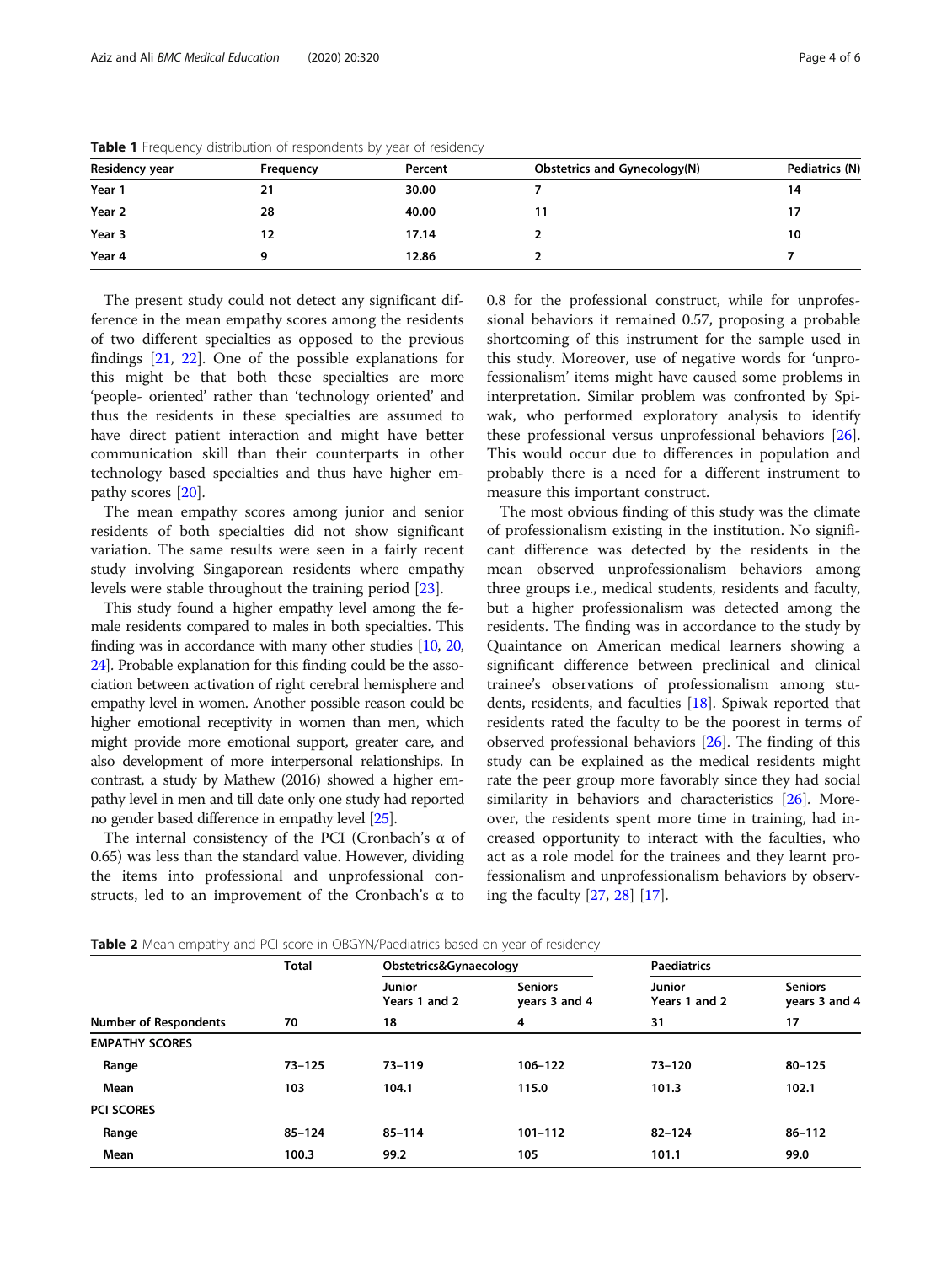**Table 1** Frequency distribution of respondents by year of residency

| Residency year | Frequency | Percent | Obstetrics and Gynecology(N) | Pediatrics (N) |
|---|---|---|---|---|
| Year 1 | 21 | 30.00 | 7 | 14 |
| Year 2 | 28 | 40.00 | 11 | 17 |
| Year 3 | 12 | 17.14 | 2 | 10 |
| Year 4 | 9 | 12.86 | 2 | 7 |

The present study could not detect any significant difference in the mean empathy scores among the residents of two different specialties as opposed to the previous findings [21, 22]. One of the possible explanations for this might be that both these specialties are more 'people- oriented' rather than 'technology oriented' and thus the residents in these specialties are assumed to have direct patient interaction and might have better communication skill than their counterparts in other technology based specialties and thus have higher empathy scores [20].

The mean empathy scores among junior and senior residents of both specialties did not show significant variation. The same results were seen in a fairly recent study involving Singaporean residents where empathy levels were stable throughout the training period [23].

This study found a higher empathy level among the female residents compared to males in both specialties. This finding was in accordance with many other studies [10, 20, 24]. Probable explanation for this finding could be the association between activation of right cerebral hemisphere and empathy level in women. Another possible reason could be higher emotional receptivity in women than men, which might provide more emotional support, greater care, and also development of more interpersonal relationships. In contrast, a study by Mathew (2016) showed a higher empathy level in men and till date only one study had reported no gender based difference in empathy level [25].

The internal consistency of the PCI (Cronbach's α of 0.65) was less than the standard value. However, dividing the items into professional and unprofessional constructs, led to an improvement of the Cronbach's α to 0.8 for the professional construct, while for unprofessional behaviors it remained 0.57, proposing a probable shortcoming of this instrument for the sample used in this study. Moreover, use of negative words for 'unprofessionalism' items might have caused some problems in interpretation. Similar problem was confronted by Spiwak, who performed exploratory analysis to identify these professional versus unprofessional behaviors [26]. This would occur due to differences in population and probably there is a need for a different instrument to measure this important construct.

The most obvious finding of this study was the climate of professionalism existing in the institution. No significant difference was detected by the residents in the mean observed unprofessionalism behaviors among three groups i.e., medical students, residents and faculty, but a higher professionalism was detected among the residents. The finding was in accordance to the study by Quaintance on American medical learners showing a significant difference between preclinical and clinical trainee's observations of professionalism among students, residents, and faculties [18]. Spiwak reported that residents rated the faculty to be the poorest in terms of observed professional behaviors [26]. The finding of this study can be explained as the medical residents might rate the peer group more favorably since they had social similarity in behaviors and characteristics [26]. Moreover, the residents spent more time in training, had increased opportunity to interact with the faculties, who act as a role model for the trainees and they learnt professionalism and unprofessionalism behaviors by observing the faculty [27, 28] [17].

**Table 2** Mean empathy and PCI score in OBGYN/Paediatrics based on year of residency

| | Total | Obstetrics&Gynaecology | | Paediatrics | |
|---|---|---|---|---|---|
| | | Junior Years 1 and 2 | Seniors years 3 and 4 | Junior Years 1 and 2 | Seniors years 3 and 4 |
| **Number of Respondents** | 70 | 18 | 4 | 31 | 17 |
| **EMPATHY SCORES** | | | | | |
| Range | 73–125 | 73–119 | 106–122 | 73–120 | 80–125 |
| Mean | 103 | 104.1 | 115.0 | 101.3 | 102.1 |
| **PCI SCORES** | | | | | |
| Range | 85–124 | 85–114 | 101–112 | 82–124 | 86–112 |
| Mean | 100.3 | 99.2 | 105 | 101.1 | 99.0 |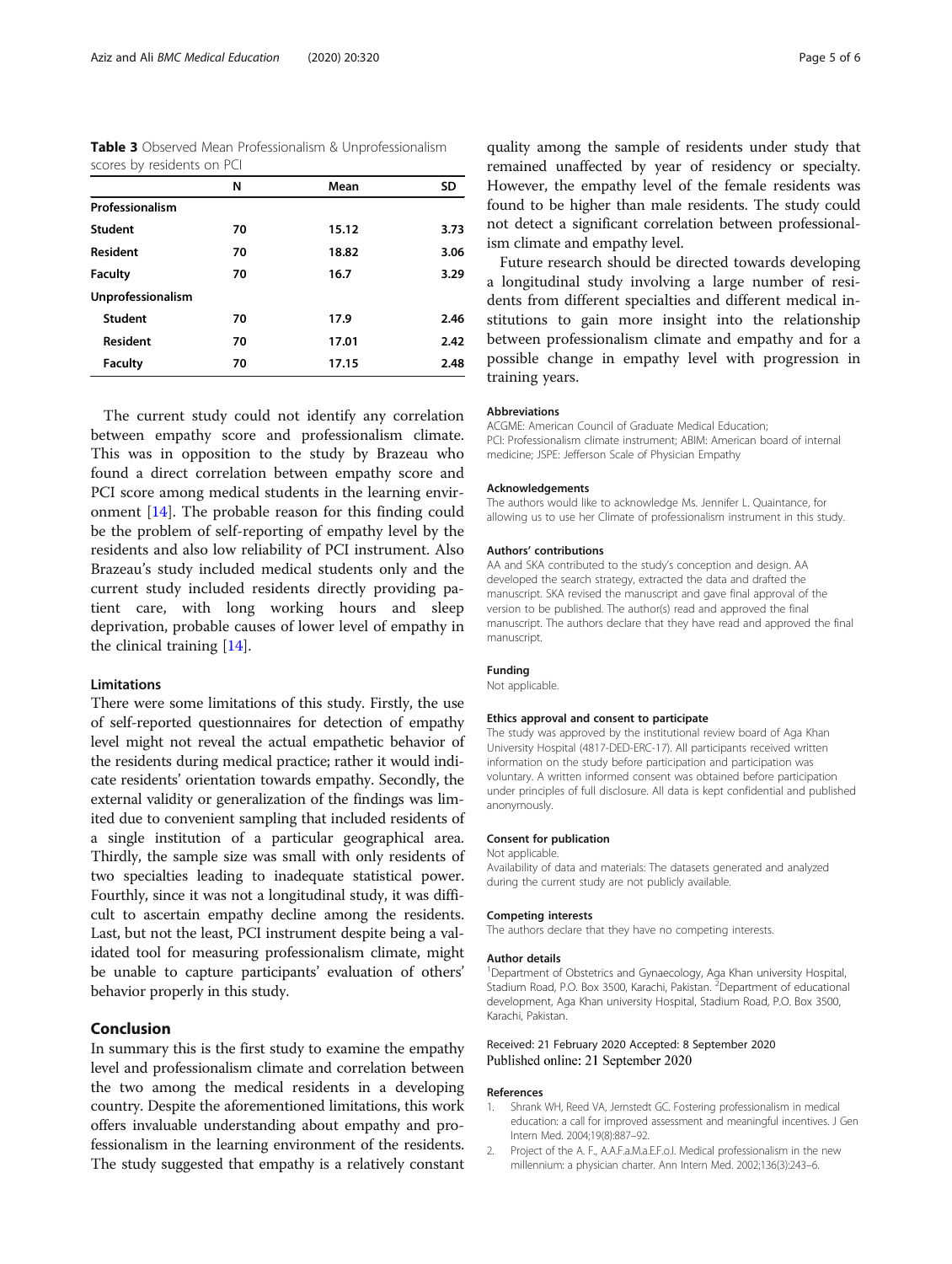**Table 3** Observed Mean Professionalism & Unprofessionalism scores by residents on PCI

| | N | Mean | SD |
|---|---|---|---|
| **Professionalism** | | | |
| **Student** | **70** | **15.12** | **3.73** |
| **Resident** | **70** | **18.82** | **3.06** |
| **Faculty** | **70** | **16.7** | **3.29** |
| **Unprofessionalism** | | | |
| **Student** | **70** | **17.9** | **2.46** |
| **Resident** | **70** | **17.01** | **2.42** |
| **Faculty** | **70** | **17.15** | **2.48** |

The current study could not identify any correlation between empathy score and professionalism climate. This was in opposition to the study by Brazeau who found a direct correlation between empathy score and PCI score among medical students in the learning environment [14]. The probable reason for this finding could be the problem of self-reporting of empathy level by the residents and also low reliability of PCI instrument. Also Brazeau's study included medical students only and the current study included residents directly providing patient care, with long working hours and sleep deprivation, probable causes of lower level of empathy in the clinical training [14].

### Limitations

There were some limitations of this study. Firstly, the use of self-reported questionnaires for detection of empathy level might not reveal the actual empathetic behavior of the residents during medical practice; rather it would indicate residents' orientation towards empathy. Secondly, the external validity or generalization of the findings was limited due to convenient sampling that included residents of a single institution of a particular geographical area. Thirdly, the sample size was small with only residents of two specialties leading to inadequate statistical power. Fourthly, since it was not a longitudinal study, it was difficult to ascertain empathy decline among the residents. Last, but not the least, PCI instrument despite being a validated tool for measuring professionalism climate, might be unable to capture participants' evaluation of others' behavior properly in this study.

## Conclusion

In summary this is the first study to examine the empathy level and professionalism climate and correlation between the two among the medical residents in a developing country. Despite the aforementioned limitations, this work offers invaluable understanding about empathy and professionalism in the learning environment of the residents. The study suggested that empathy is a relatively constant quality among the sample of residents under study that remained unaffected by year of residency or specialty. However, the empathy level of the female residents was found to be higher than male residents. The study could not detect a significant correlation between professionalism climate and empathy level.

Future research should be directed towards developing a longitudinal study involving a large number of residents from different specialties and different medical institutions to gain more insight into the relationship between professionalism climate and empathy and for a possible change in empathy level with progression in training years.

#### Abbreviations

ACGME: American Council of Graduate Medical Education; PCI: Professionalism climate instrument; ABIM: American board of internal medicine; JSPE: Jefferson Scale of Physician Empathy

#### Acknowledgements

The authors would like to acknowledge Ms. Jennifer L. Quaintance, for allowing us to use her Climate of professionalism instrument in this study.

#### Authors' contributions

AA and SKA contributed to the study's conception and design. AA developed the search strategy, extracted the data and drafted the manuscript. SKA revised the manuscript and gave final approval of the version to be published. The author(s) read and approved the final manuscript. The authors declare that they have read and approved the final manuscript.

#### Funding

Not applicable.

#### Ethics approval and consent to participate

The study was approved by the institutional review board of Aga Khan University Hospital (4817-DED-ERC-17). All participants received written information on the study before participation and participation was voluntary. A written informed consent was obtained before participation under principles of full disclosure. All data is kept confidential and published anonymously.

#### Consent for publication

Not applicable.

Availability of data and materials: The datasets generated and analyzed during the current study are not publicly available.

#### Competing interests

The authors declare that they have no competing interests.

#### Author details

[1]Department of Obstetrics and Gynaecology, Aga Khan university Hospital, Stadium Road, P.O. Box 3500, Karachi, Pakistan. [2]Department of educational development, Aga Khan university Hospital, Stadium Road, P.O. Box 3500, Karachi, Pakistan.

Received: 21 February 2020 Accepted: 8 September 2020
Published online: 21 September 2020

#### References

1. Shrank WH, Reed VA, Jernstedt GC. Fostering professionalism in medical education: a call for improved assessment and meaningful incentives. J Gen Intern Med. 2004;19(8):887–92.
2. Project of the A. F., A.A.F.a.M.a.E.F.o.I. Medical professionalism in the new millennium: a physician charter. Ann Intern Med. 2002;136(3):243–6.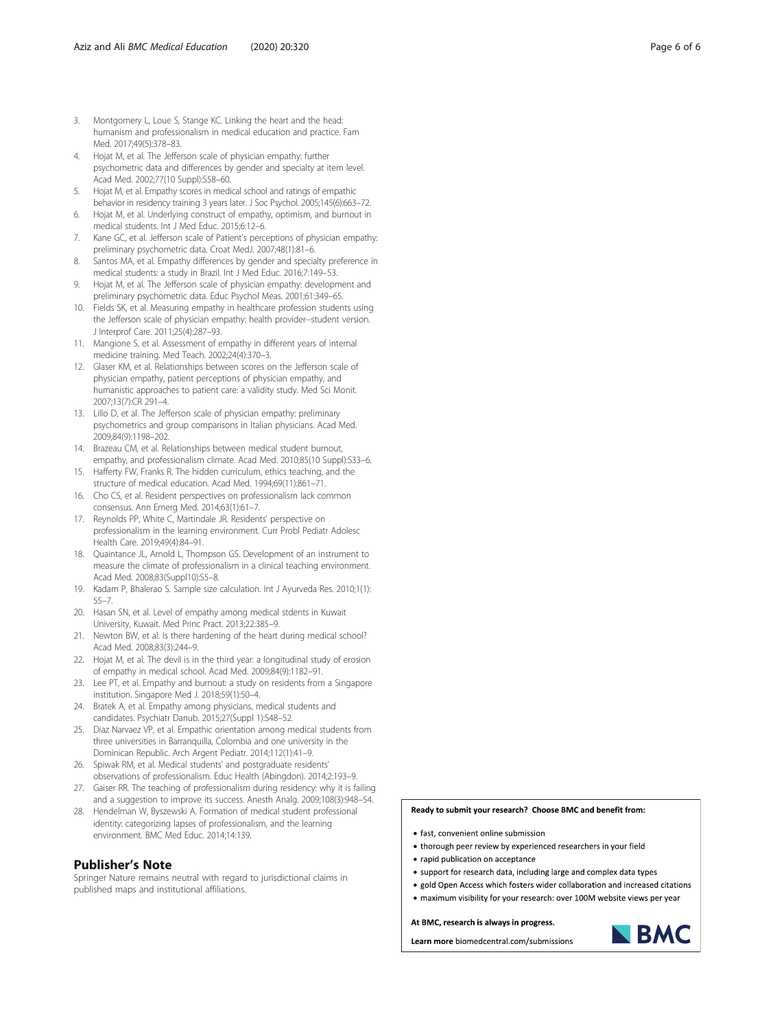3. Montgomery L, Loue S, Stange KC. Linking the heart and the head: humanism and professionalism in medical education and practice. Fam Med. 2017;49(5):378–83.
4. Hojat M, et al. The Jefferson scale of physician empathy: further psychometric data and differences by gender and specialty at item level. Acad Med. 2002;77(10 Suppl):S58–60.
5. Hojat M, et al. Empathy scores in medical school and ratings of empathic behavior in residency training 3 years later. J Soc Psychol. 2005;145(6):663–72.
6. Hojat M, et al. Underlying construct of empathy, optimism, and burnout in medical students. Int J Med Educ. 2015;6:12–6.
7. Kane GC, et al. Jefferson scale of Patient's perceptions of physician empathy: preliminary psychometric data. Croat MedJ. 2007;48(1):81–6.
8. Santos MA, et al. Empathy differences by gender and specialty preference in medical students: a study in Brazil. Int J Med Educ. 2016;7:149–53.
9. Hojat M, et al. The Jefferson scale of physician empathy: development and preliminary psychometric data. Educ Psychol Meas. 2001;61:349–65.
10. Fields SK, et al. Measuring empathy in healthcare profession students using the Jefferson scale of physician empathy: health provider--student version. J Interprof Care. 2011;25(4):287–93.
11. Mangione S, et al. Assessment of empathy in different years of internal medicine training. Med Teach. 2002;24(4):370–3.
12. Glaser KM, et al. Relationships between scores on the Jefferson scale of physician empathy, patient perceptions of physician empathy, and humanistic approaches to patient care: a validity study. Med Sci Monit. 2007;13(7):CR 291–4.
13. Lillo D, et al. The Jefferson scale of physician empathy: preliminary psychometrics and group comparisons in Italian physicians. Acad Med. 2009;84(9):1198–202.
14. Brazeau CM, et al. Relationships between medical student burnout, empathy, and professionalism climate. Acad Med. 2010;85(10 Suppl):S33–6.
15. Hafferty FW, Franks R. The hidden curriculum, ethics teaching, and the structure of medical education. Acad Med. 1994;69(11):861–71.
16. Cho CS, et al. Resident perspectives on professionalism lack common consensus. Ann Emerg Med. 2014;63(1):61–7.
17. Reynolds PP, White C, Martindale JR. Residents' perspective on professionalism in the learning environment. Curr Probl Pediatr Adolesc Health Care. 2019;49(4):84–91.
18. Quaintance JL, Arnold L, Thompson GS. Development of an instrument to measure the climate of professionalism in a clinical teaching environment. Acad Med. 2008;83(Suppl10):S5–8.
19. Kadam P, Bhalerao S. Sample size calculation. Int J Ayurveda Res. 2010;1(1):55–7.
20. Hasan SN, et al. Level of empathy among medical stdents in Kuwait University, Kuwait. Med Princ Pract. 2013;22:385–9.
21. Newton BW, et al. Is there hardening of the heart during medical school? Acad Med. 2008;83(3):244–9.
22. Hojat M, et al. The devil is in the third year: a longitudinal study of erosion of empathy in medical school. Acad Med. 2009;84(9):1182–91.
23. Lee PT, et al. Empathy and burnout: a study on residents from a Singapore institution. Singapore Med J. 2018;59(1):50–4.
24. Bratek A, et al. Empathy among physicians, medical students and candidates. Psychiatr Danub. 2015;27(Suppl 1):S48–52.
25. Diaz Narvaez VP, et al. Empathic orientation among medical students from three universities in Barranquilla, Colombia and one university in the Dominican Republic. Arch Argent Pediatr. 2014;112(1):41–9.
26. Spiwak RM, et al. Medical students' and postgraduate residents' observations of professionalism. Educ Health (Abingdon). 2014;2:193–9.
27. Gaiser RR. The teaching of professionalism during residency: why it is failing and a suggestion to improve its success. Anesth Analg. 2009;108(3):948–54.
28. Hendelman W, Byszewski A. Formation of medical student professional identity: categorizing lapses of professionalism, and the learning environment. BMC Med Educ. 2014;14:139.

## Publisher's Note

Springer Nature remains neutral with regard to jurisdictional claims in published maps and institutional affiliations.

**Ready to submit your research? Choose BMC and benefit from:**

- fast, convenient online submission
- thorough peer review by experienced researchers in your field
- rapid publication on acceptance
- support for research data, including large and complex data types
- gold Open Access which fosters wider collaboration and increased citations
- maximum visibility for your research: over 100M website views per year

**At BMC, research is always in progress.**

**Learn more** biomedcentral.com/submissions

BMC